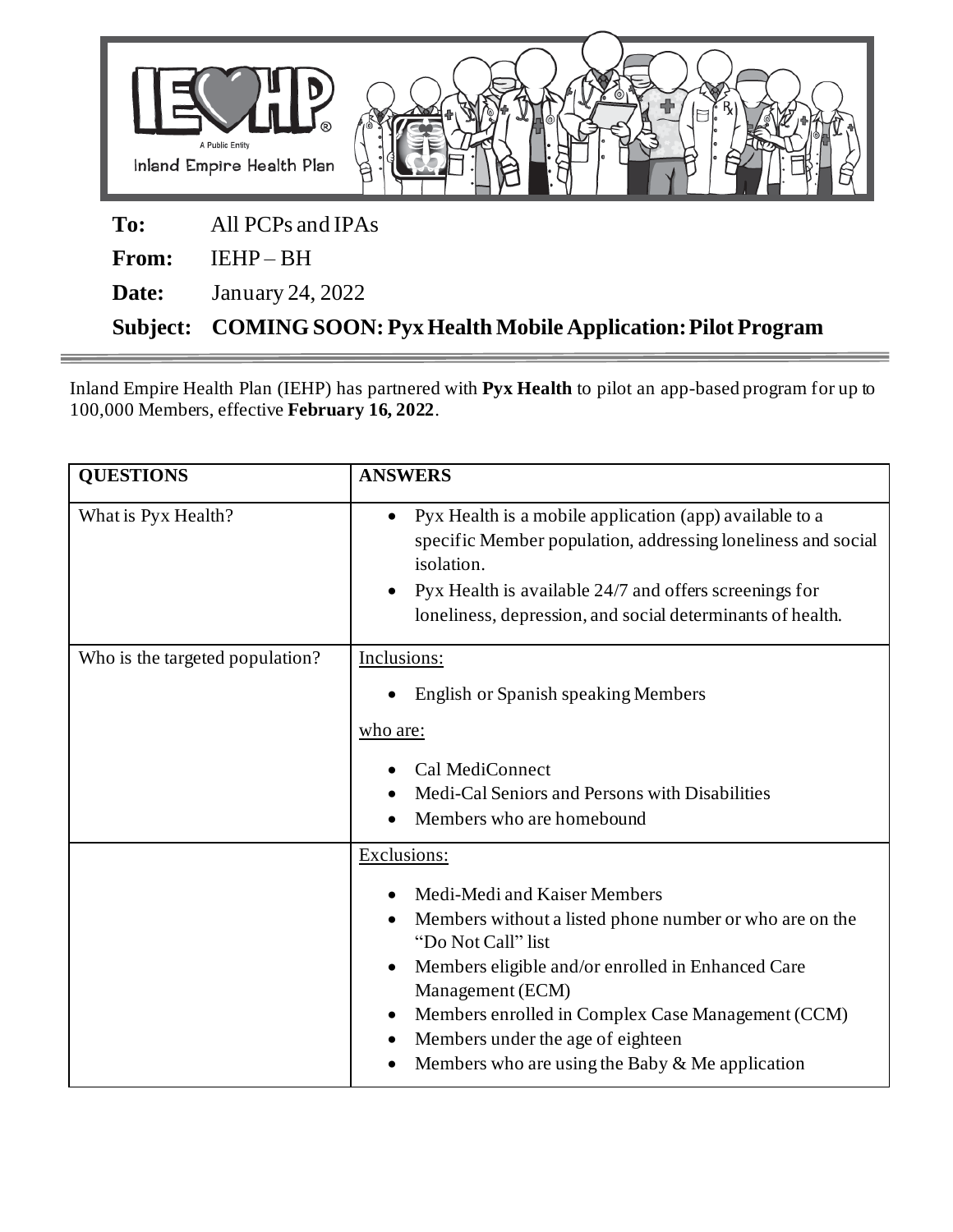IEHP — A Public Entity — Inland Empire Health Plan

**To:** All PCPs and IPAs

**From:** IEHP – BH

**Date:** January 24, 2022

**Subject: COMING SOON: Pyx Health Mobile Application: Pilot Program**

---

Inland Empire Health Plan (IEHP) has partnered with **Pyx Health** to pilot an app-based program for up to 100,000 Members, effective **February 16, 2022**.

| **QUESTIONS** | **ANSWERS** |
|---|---|
| What is Pyx Health? | • Pyx Health is a mobile application (app) available to a specific Member population, addressing loneliness and social isolation.<br>• Pyx Health is available 24/7 and offers screenings for loneliness, depression, and social determinants of health. |
| Who is the targeted population? | Inclusions:<br>• English or Spanish speaking Members<br>who are:<br>• Cal MediConnect<br>• Medi-Cal Seniors and Persons with Disabilities<br>• Members who are homebound |
| | Exclusions:<br>• Medi-Medi and Kaiser Members<br>• Members without a listed phone number or who are on the "Do Not Call" list<br>• Members eligible and/or enrolled in Enhanced Care Management (ECM)<br>• Members enrolled in Complex Case Management (CCM)<br>• Members under the age of eighteen<br>• Members who are using the Baby & Me application |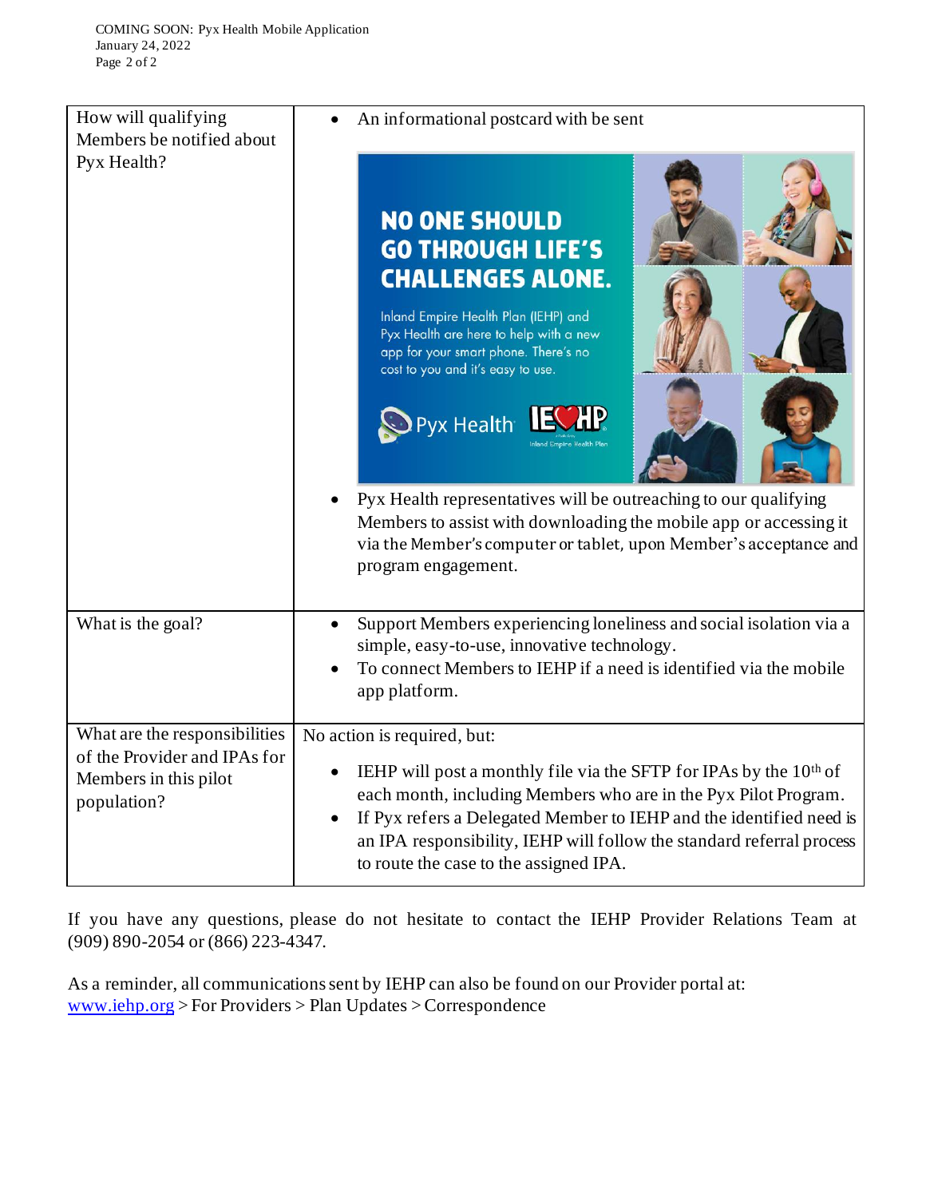| | |
|---|---|
| How will qualifying Members be notified about Pyx Health? | • An informational postcard with be sent<br><br>NO ONE SHOULD GO THROUGH LIFE'S CHALLENGES ALONE.<br>Inland Empire Health Plan (IEHP) and Pyx Health are here to help with a new app for your smart phone. There's no cost to you and it's easy to use.<br>Pyx Health IEHP Inland Empire Health Plan<br><br>• Pyx Health representatives will be outreaching to our qualifying Members to assist with downloading the mobile app or accessing it via the Member's computer or tablet, upon Member's acceptance and program engagement. |
| What is the goal? | • Support Members experiencing loneliness and social isolation via a simple, easy-to-use, innovative technology.<br>• To connect Members to IEHP if a need is identified via the mobile app platform. |
| What are the responsibilities of the Provider and IPAs for Members in this pilot population? | No action is required, but:<br>• IEHP will post a monthly file via the SFTP for IPAs by the 10th of each month, including Members who are in the Pyx Pilot Program.<br>• If Pyx refers a Delegated Member to IEHP and the identified need is an IPA responsibility, IEHP will follow the standard referral process to route the case to the assigned IPA. |

If you have any questions, please do not hesitate to contact the IEHP Provider Relations Team at (909) 890-2054 or (866) 223-4347.

As a reminder, all communications sent by IEHP can also be found on our Provider portal at: www.iehp.org > For Providers > Plan Updates > Correspondence